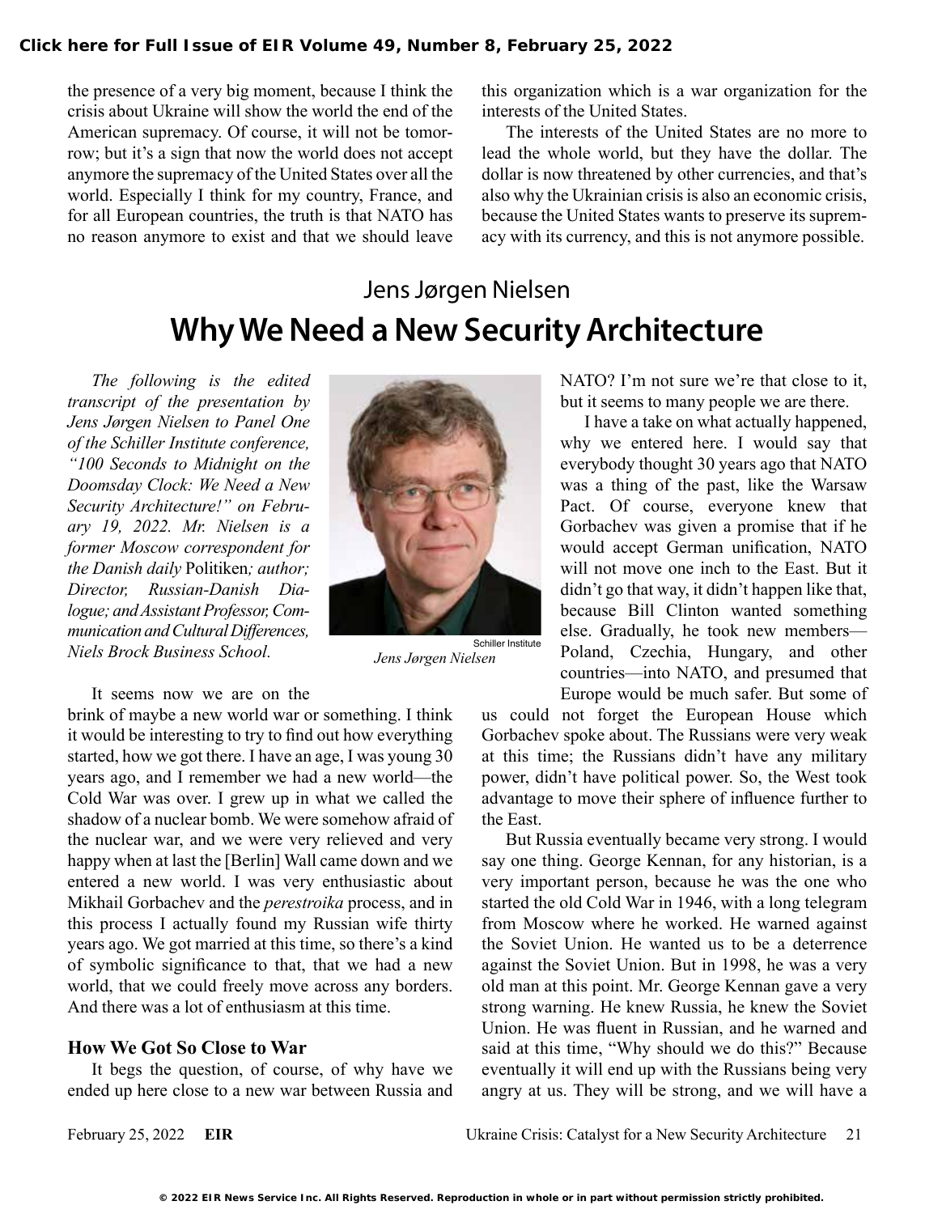the presence of a very big moment, because I think the crisis about Ukraine will show the world the end of the American supremacy. Of course, it will not be tomorrow; but it's a sign that now the world does not accept anymore the supremacy of the United States over all the world. Especially I think for my country, France, and for all European countries, the truth is that NATO has no reason anymore to exist and that we should leave this organization which is a war organization for the interests of the United States.

The interests of the United States are no more to lead the whole world, but they have the dollar. The dollar is now threatened by other currencies, and that's also why the Ukrainian crisis is also an economic crisis, because the United States wants to preserve its supremacy with its currency, and this is not anymore possible.

## Jens Jørgen Nielsen

# Why We Need a New Security Architecture

*The following is the edited transcript of the presentation by Jens Jørgen Nielsen to Panel One of the Schiller Institute conference, "100 Seconds to Midnight on the Doomsday Clock: We Need a New Security Architecture!" on February 19, 2022. Mr. Nielsen is a former Moscow correspondent for the Danish daily* Politiken*; author; Director, Russian-Danish Dialogue; and Assistant Professor, Communication and Cultural Differences, Niels Brock Business School.*

Schiller Institute

*Jens Jørgen Nielsen*

It seems now we are on the brink of maybe a new world war or something. I think it would be interesting to try to find out how everything started, how we got there. I have an age, I was young 30 years ago, and I remember we had a new world—the Cold War was over. I grew up in what we called the shadow of a nuclear bomb. We were somehow afraid of the nuclear war, and we were very relieved and very happy when at last the [Berlin] Wall came down and we entered a new world. I was very enthusiastic about Mikhail Gorbachev and the *perestroika* process, and in this process I actually found my Russian wife thirty years ago. We got married at this time, so there's a kind of symbolic significance to that, that we had a new world, that we could freely move across any borders. And there was a lot of enthusiasm at this time.

### How We Got So Close to War

It begs the question, of course, of why have we ended up here close to a new war between Russia and NATO? I'm not sure we're that close to it, but it seems to many people we are there.

I have a take on what actually happened, why we entered here. I would say that everybody thought 30 years ago that NATO was a thing of the past, like the Warsaw Pact. Of course, everyone knew that Gorbachev was given a promise that if he would accept German unification, NATO will not move one inch to the East. But it didn't go that way, it didn't happen like that, because Bill Clinton wanted something else. Gradually, he took new members—Poland, Czechia, Hungary, and other countries—into NATO, and presumed that Europe would be much safer. But some of us could not forget the European House which Gorbachev spoke about. The Russians were very weak at this time; the Russians didn't have any military power, didn't have political power. So, the West took advantage to move their sphere of influence further to the East.

But Russia eventually became very strong. I would say one thing. George Kennan, for any historian, is a very important person, because he was the one who started the old Cold War in 1946, with a long telegram from Moscow where he worked. He warned against the Soviet Union. He wanted us to be a deterrence against the Soviet Union. But in 1998, he was a very old man at this point. Mr. George Kennan gave a very strong warning. He knew Russia, he knew the Soviet Union. He was fluent in Russian, and he warned and said at this time, "Why should we do this?" Because eventually it will end up with the Russians being very angry at us. They will be strong, and we will have a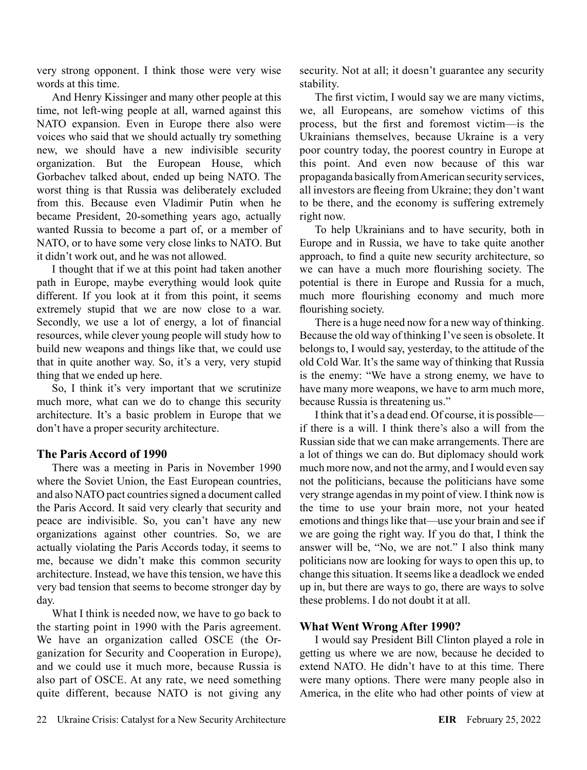very strong opponent. I think those were very wise words at this time.

And Henry Kissinger and many other people at this time, not left-wing people at all, warned against this NATO expansion. Even in Europe there also were voices who said that we should actually try something new, we should have a new indivisible security organization. But the European House, which Gorbachev talked about, ended up being NATO. The worst thing is that Russia was deliberately excluded from this. Because even Vladimir Putin when he became President, 20-something years ago, actually wanted Russia to become a part of, or a member of NATO, or to have some very close links to NATO. But it didn't work out, and he was not allowed.

I thought that if we at this point had taken another path in Europe, maybe everything would look quite different. If you look at it from this point, it seems extremely stupid that we are now close to a war. Secondly, we use a lot of energy, a lot of financial resources, while clever young people will study how to build new weapons and things like that, we could use that in quite another way. So, it's a very, very stupid thing that we ended up here.

So, I think it's very important that we scrutinize much more, what can we do to change this security architecture. It's a basic problem in Europe that we don't have a proper security architecture.

## The Paris Accord of 1990

There was a meeting in Paris in November 1990 where the Soviet Union, the East European countries, and also NATO pact countries signed a document called the Paris Accord. It said very clearly that security and peace are indivisible. So, you can't have any new organizations against other countries. So, we are actually violating the Paris Accords today, it seems to me, because we didn't make this common security architecture. Instead, we have this tension, we have this very bad tension that seems to become stronger day by day.

What I think is needed now, we have to go back to the starting point in 1990 with the Paris agreement. We have an organization called OSCE (the Organization for Security and Cooperation in Europe), and we could use it much more, because Russia is also part of OSCE. At any rate, we need something quite different, because NATO is not giving any security. Not at all; it doesn't guarantee any security stability.

The first victim, I would say we are many victims, we, all Europeans, are somehow victims of this process, but the first and foremost victim—is the Ukrainians themselves, because Ukraine is a very poor country today, the poorest country in Europe at this point. And even now because of this war propaganda basically from American security services, all investors are fleeing from Ukraine; they don't want to be there, and the economy is suffering extremely right now.

To help Ukrainians and to have security, both in Europe and in Russia, we have to take quite another approach, to find a quite new security architecture, so we can have a much more flourishing society. The potential is there in Europe and Russia for a much, much more flourishing economy and much more flourishing society.

There is a huge need now for a new way of thinking. Because the old way of thinking I've seen is obsolete. It belongs to, I would say, yesterday, to the attitude of the old Cold War. It's the same way of thinking that Russia is the enemy: "We have a strong enemy, we have to have many more weapons, we have to arm much more, because Russia is threatening us."

I think that it's a dead end. Of course, it is possible—if there is a will. I think there's also a will from the Russian side that we can make arrangements. There are a lot of things we can do. But diplomacy should work much more now, and not the army, and I would even say not the politicians, because the politicians have some very strange agendas in my point of view. I think now is the time to use your brain more, not your heated emotions and things like that—use your brain and see if we are going the right way. If you do that, I think the answer will be, "No, we are not." I also think many politicians now are looking for ways to open this up, to change this situation. It seems like a deadlock we ended up in, but there are ways to go, there are ways to solve these problems. I do not doubt it at all.

## What Went Wrong After 1990?

I would say President Bill Clinton played a role in getting us where we are now, because he decided to extend NATO. He didn't have to at this time. There were many options. There were many people also in America, in the elite who had other points of view at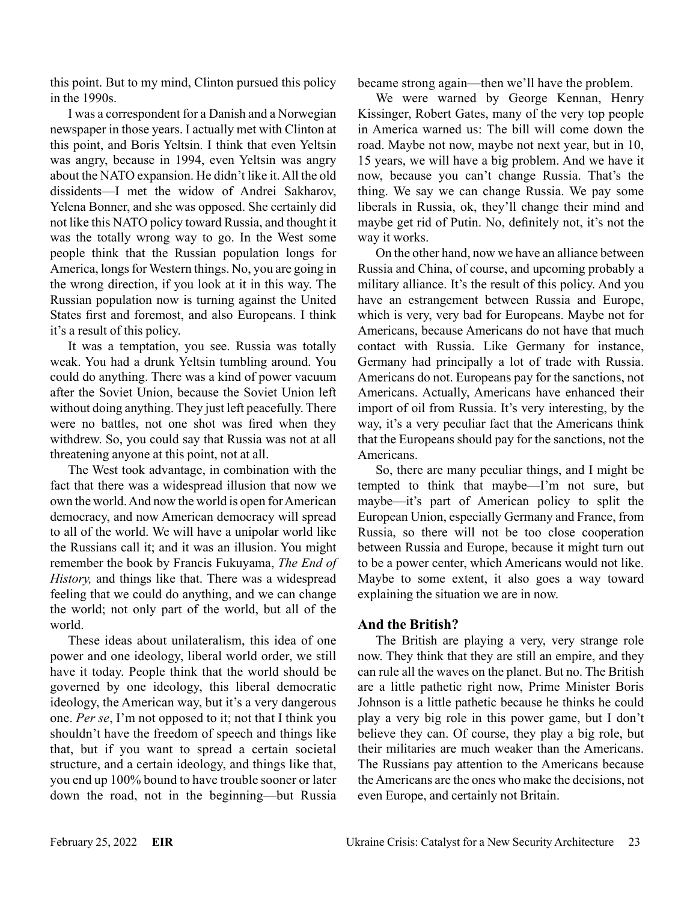this point. But to my mind, Clinton pursued this policy in the 1990s.

I was a correspondent for a Danish and a Norwegian newspaper in those years. I actually met with Clinton at this point, and Boris Yeltsin. I think that even Yeltsin was angry, because in 1994, even Yeltsin was angry about the NATO expansion. He didn't like it. All the old dissidents—I met the widow of Andrei Sakharov, Yelena Bonner, and she was opposed. She certainly did not like this NATO policy toward Russia, and thought it was the totally wrong way to go. In the West some people think that the Russian population longs for America, longs for Western things. No, you are going in the wrong direction, if you look at it in this way. The Russian population now is turning against the United States first and foremost, and also Europeans. I think it's a result of this policy.

It was a temptation, you see. Russia was totally weak. You had a drunk Yeltsin tumbling around. You could do anything. There was a kind of power vacuum after the Soviet Union, because the Soviet Union left without doing anything. They just left peacefully. There were no battles, not one shot was fired when they withdrew. So, you could say that Russia was not at all threatening anyone at this point, not at all.

The West took advantage, in combination with the fact that there was a widespread illusion that now we own the world. And now the world is open for American democracy, and now American democracy will spread to all of the world. We will have a unipolar world like the Russians call it; and it was an illusion. You might remember the book by Francis Fukuyama, *The End of History,* and things like that. There was a widespread feeling that we could do anything, and we can change the world; not only part of the world, but all of the world.

These ideas about unilateralism, this idea of one power and one ideology, liberal world order, we still have it today. People think that the world should be governed by one ideology, this liberal democratic ideology, the American way, but it's a very dangerous one. *Per se*, I'm not opposed to it; not that I think you shouldn't have the freedom of speech and things like that, but if you want to spread a certain societal structure, and a certain ideology, and things like that, you end up 100% bound to have trouble sooner or later down the road, not in the beginning—but Russia became strong again—then we'll have the problem.

We were warned by George Kennan, Henry Kissinger, Robert Gates, many of the very top people in America warned us: The bill will come down the road. Maybe not now, maybe not next year, but in 10, 15 years, we will have a big problem. And we have it now, because you can't change Russia. That's the thing. We say we can change Russia. We pay some liberals in Russia, ok, they'll change their mind and maybe get rid of Putin. No, definitely not, it's not the way it works.

On the other hand, now we have an alliance between Russia and China, of course, and upcoming probably a military alliance. It's the result of this policy. And you have an estrangement between Russia and Europe, which is very, very bad for Europeans. Maybe not for Americans, because Americans do not have that much contact with Russia. Like Germany for instance, Germany had principally a lot of trade with Russia. Americans do not. Europeans pay for the sanctions, not Americans. Actually, Americans have enhanced their import of oil from Russia. It's very interesting, by the way, it's a very peculiar fact that the Americans think that the Europeans should pay for the sanctions, not the Americans.

So, there are many peculiar things, and I might be tempted to think that maybe—I'm not sure, but maybe—it's part of American policy to split the European Union, especially Germany and France, from Russia, so there will not be too close cooperation between Russia and Europe, because it might turn out to be a power center, which Americans would not like. Maybe to some extent, it also goes a way toward explaining the situation we are in now.

### And the British?

The British are playing a very, very strange role now. They think that they are still an empire, and they can rule all the waves on the planet. But no. The British are a little pathetic right now, Prime Minister Boris Johnson is a little pathetic because he thinks he could play a very big role in this power game, but I don't believe they can. Of course, they play a big role, but their militaries are much weaker than the Americans. The Russians pay attention to the Americans because the Americans are the ones who make the decisions, not even Europe, and certainly not Britain.